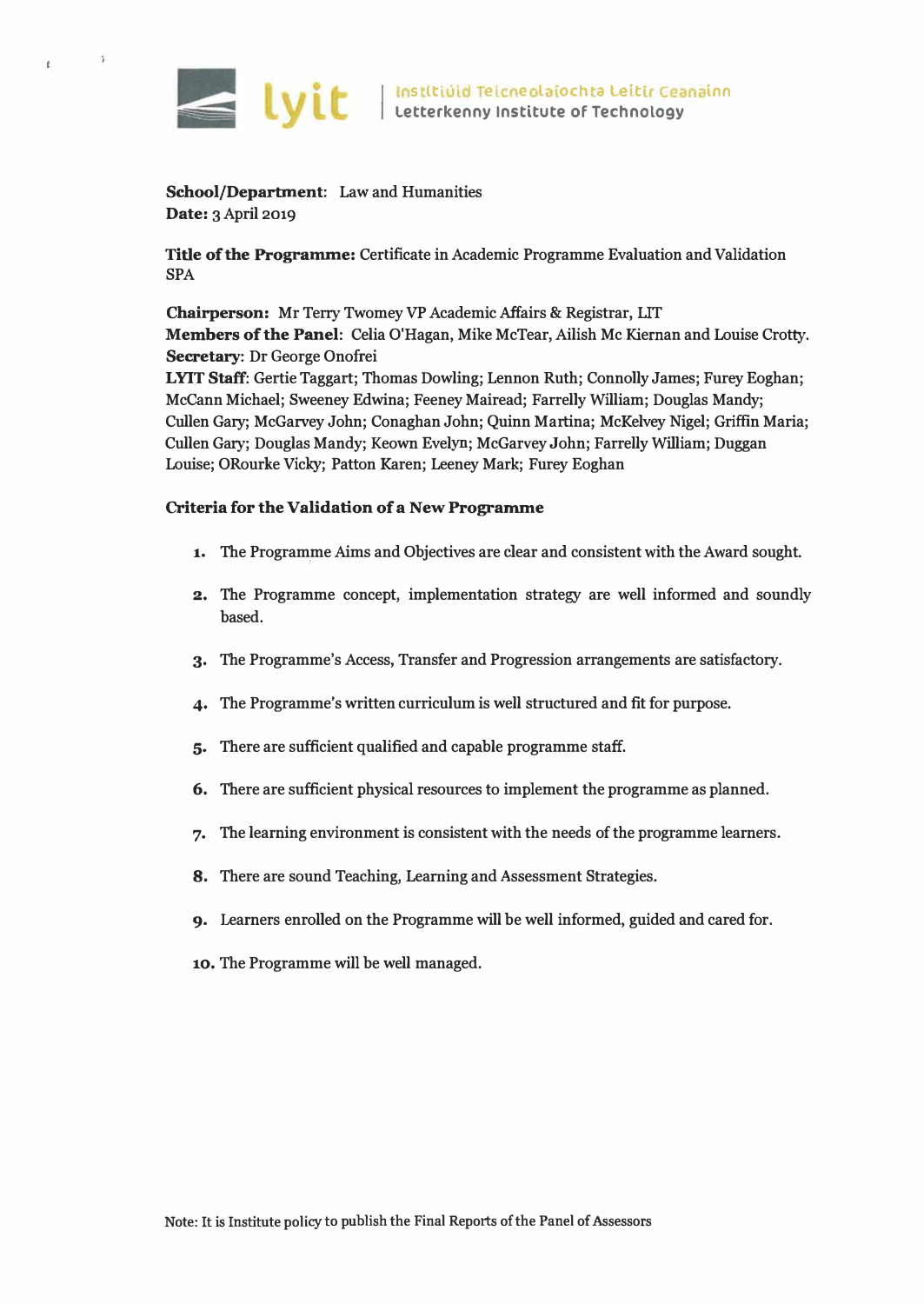Institiúid Teicneolaíochta Leitir Ceanainn
Letterkenny Institute of Technology

**School/Department**: Law and Humanities
**Date:** 3 April 2019

**Title of the Programme:** Certificate in Academic Programme Evaluation and Validation SPA

**Chairperson:** Mr Terry Twomey VP Academic Affairs & Registrar, LIT
**Members of the Panel**: Celia O'Hagan, Mike McTear, Ailish Mc Kiernan and Louise Crotty.
**Secretary**: Dr George Onofrei
**LYIT Staff**: Gertie Taggart; Thomas Dowling; Lennon Ruth; Connolly James; Furey Eoghan; McCann Michael; Sweeney Edwina; Feeney Mairead; Farrelly William; Douglas Mandy; Cullen Gary; McGarvey John; Conaghan John; Quinn Martina; McKelvey Nigel; Griffin Maria; Cullen Gary; Douglas Mandy; Keown Evelyn; McGarvey John; Farrelly William; Duggan Louise; ORourke Vicky; Patton Karen; Leeney Mark; Furey Eoghan

**Criteria for the Validation of a New Programme**

1. The Programme Aims and Objectives are clear and consistent with the Award sought.
2. The Programme concept, implementation strategy are well informed and soundly based.
3. The Programme's Access, Transfer and Progression arrangements are satisfactory.
4. The Programme's written curriculum is well structured and fit for purpose.
5. There are sufficient qualified and capable programme staff.
6. There are sufficient physical resources to implement the programme as planned.
7. The learning environment is consistent with the needs of the programme learners.
8. There are sound Teaching, Learning and Assessment Strategies.
9. Learners enrolled on the Programme will be well informed, guided and cared for.
10. The Programme will be well managed.

Note: It is Institute policy to publish the Final Reports of the Panel of Assessors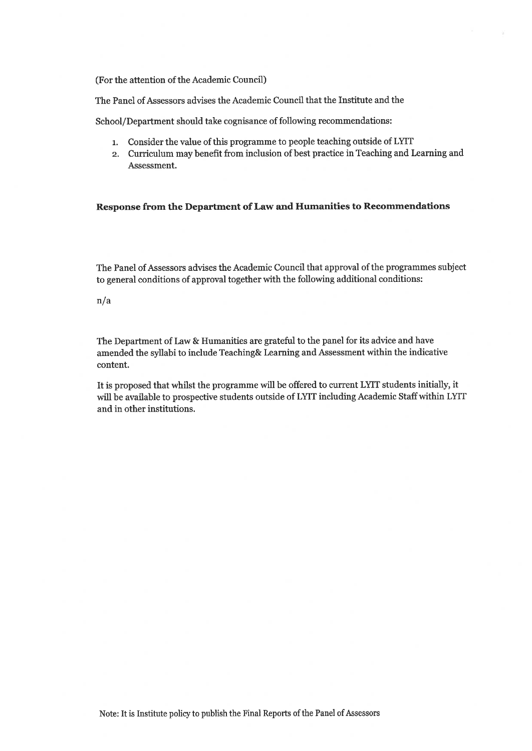(For the attention of the Academic Council)

The Panel of Assessors advises the Academic Council that the Institute and the

School/Department should take cognisance of following recommendations:

1. Consider the value of this programme to people teaching outside of LYIT
2. Curriculum may benefit from inclusion of best practice in Teaching and Learning and Assessment.

**Response from the Department of Law and Humanities to Recommendations**

The Panel of Assessors advises the Academic Council that approval of the programmes subject to general conditions of approval together with the following additional conditions:

n/a

The Department of Law & Humanities are grateful to the panel for its advice and have amended the syllabi to include Teaching& Learning and Assessment within the indicative content.

It is proposed that whilst the programme will be offered to current LYIT students initially, it will be available to prospective students outside of LYIT including Academic Staff within LYIT and in other institutions.

Note: It is Institute policy to publish the Final Reports of the Panel of Assessors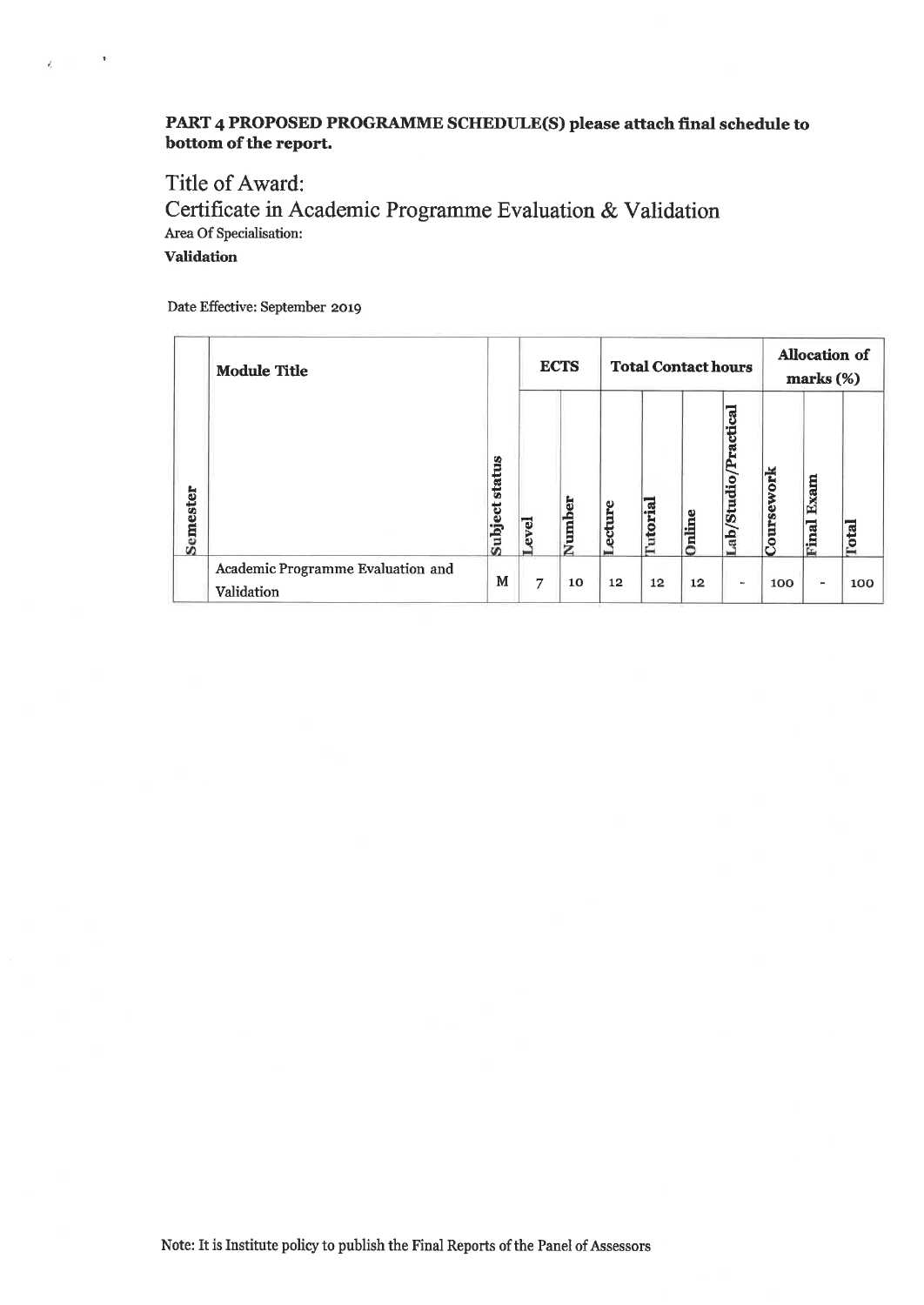**PART 4 PROPOSED PROGRAMME SCHEDULE(S) please attach final schedule to bottom of the report.**

Title of Award:
Certificate in Academic Programme Evaluation & Validation

Area Of Specialisation:

**Validation**

Date Effective: September 2019

| Semester | Module Title | Subject status | ECTS | | Total Contact hours | | | | Allocation of marks (%) | | |
|---|---|---|---|---|---|---|---|---|---|---|---|
| | | | Level | Number | Lecture | Tutorial | Online | Lab/Studio/Practical | Coursework | Final Exam | Total |
| | Academic Programme Evaluation and Validation | M | 7 | 10 | 12 | 12 | 12 | - | 100 | - | 100 |

Note: It is Institute policy to publish the Final Reports of the Panel of Assessors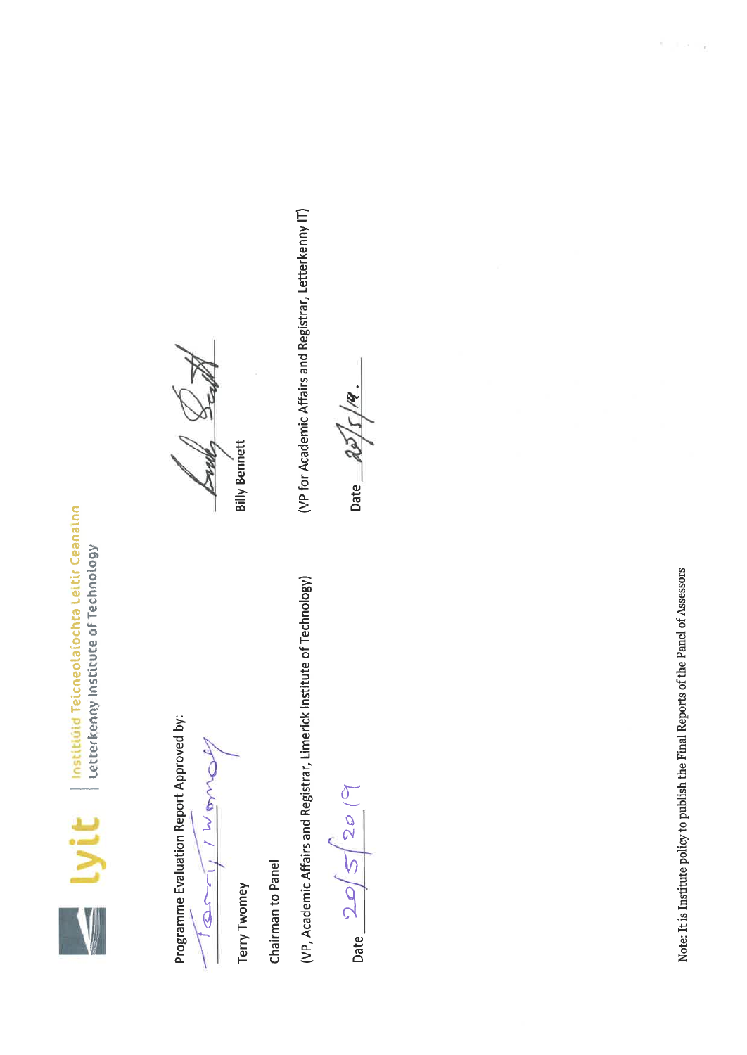lyit | Institiúid Teicneolaíochta Leitir Ceanainn
Letterkenny Institute of Technology

Programme Evaluation Report Approved by:

Terry Twomey

Chairman to Panel

(VP, Academic Affairs and Registrar, Limerick Institute of Technology)

Date 20/5/2019

Billy Bennett

(VP for Academic Affairs and Registrar, Letterkenny IT)

Date 20/5/19.

Note: It is Institute policy to publish the Final Reports of the Panel of Assessors